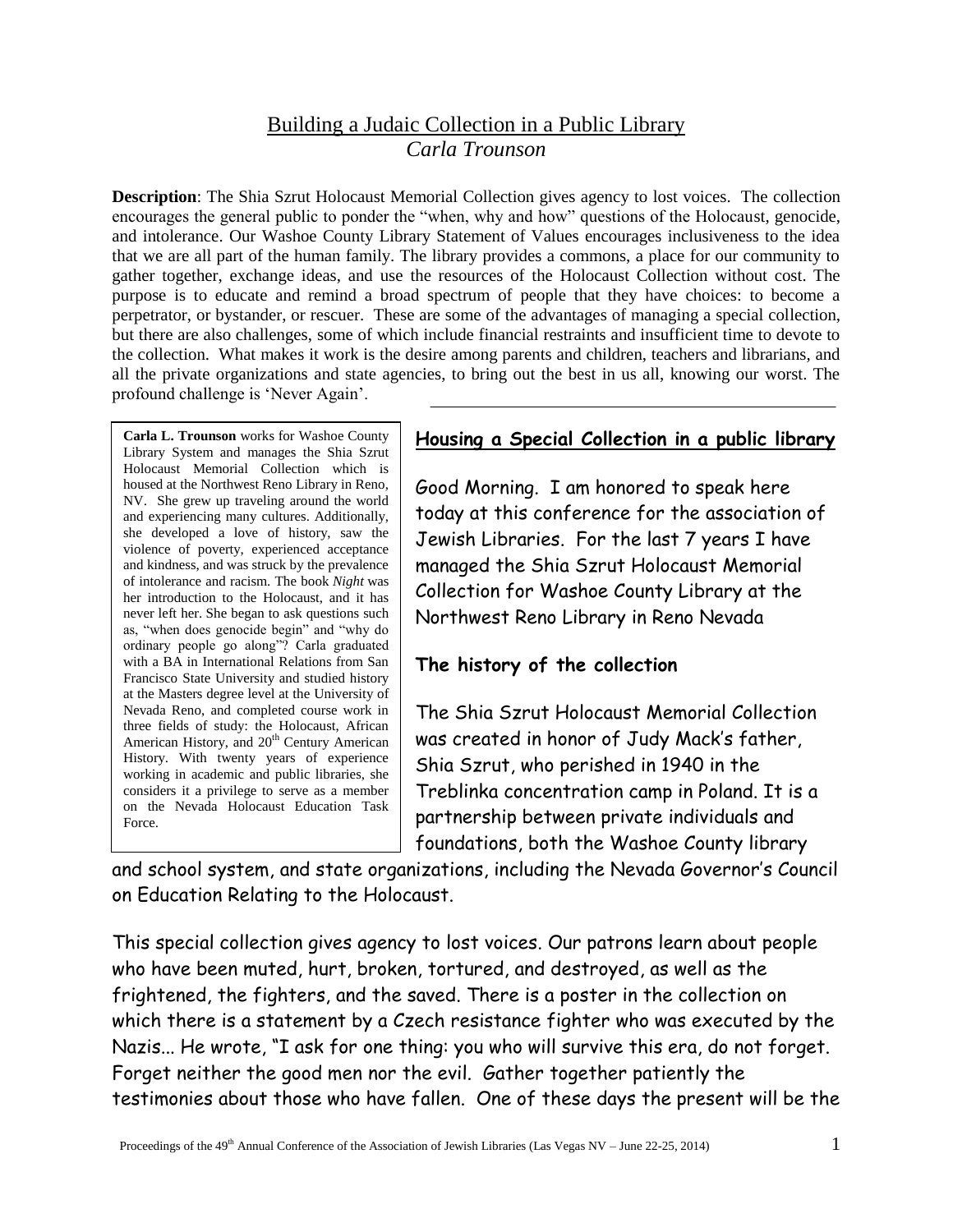# Building a Judaic Collection in a Public Library

*Carla Trounson*

**Description**: The Shia Szrut Holocaust Memorial Collection gives agency to lost voices. The collection encourages the general public to ponder the "when, why and how" questions of the Holocaust, genocide, and intolerance. Our Washoe County Library Statement of Values encourages inclusiveness to the idea that we are all part of the human family. The library provides a commons, a place for our community to gather together, exchange ideas, and use the resources of the Holocaust Collection without cost. The purpose is to educate and remind a broad spectrum of people that they have choices: to become a perpetrator, or bystander, or rescuer. These are some of the advantages of managing a special collection, but there are also challenges, some of which include financial restraints and insufficient time to devote to the collection. What makes it work is the desire among parents and children, teachers and librarians, and all the private organizations and state agencies, to bring out the best in us all, knowing our worst. The profound challenge is 'Never Again'.

**Carla L. Trounson** works for Washoe County Library System and manages the Shia Szrut Holocaust Memorial Collection which is housed at the Northwest Reno Library in Reno, NV. She grew up traveling around the world and experiencing many cultures. Additionally, she developed a love of history, saw the violence of poverty, experienced acceptance and kindness, and was struck by the prevalence of intolerance and racism. The book *Night* was her introduction to the Holocaust, and it has never left her. She began to ask questions such as, "when does genocide begin" and "why do ordinary people go along"? Carla graduated with a BA in International Relations from San Francisco State University and studied history at the Masters degree level at the University of Nevada Reno, and completed course work in three fields of study: the Holocaust, African American History, and 20th Century American History. With twenty years of experience working in academic and public libraries, she considers it a privilege to serve as a member on the Nevada Holocaust Education Task Force.

## Housing a Special Collection in a public library

Good Morning. I am honored to speak here today at this conference for the association of Jewish Libraries. For the last 7 years I have managed the Shia Szrut Holocaust Memorial Collection for Washoe County Library at the Northwest Reno Library in Reno Nevada

### The history of the collection

The Shia Szrut Holocaust Memorial Collection was created in honor of Judy Mack's father, Shia Szrut, who perished in 1940 in the Treblinka concentration camp in Poland. It is a partnership between private individuals and foundations, both the Washoe County library and school system, and state organizations, including the Nevada Governor's Council on Education Relating to the Holocaust.

This special collection gives agency to lost voices. Our patrons learn about people who have been muted, hurt, broken, tortured, and destroyed, as well as the frightened, the fighters, and the saved. There is a poster in the collection on which there is a statement by a Czech resistance fighter who was executed by the Nazis... He wrote, "I ask for one thing: you who will survive this era, do not forget. Forget neither the good men nor the evil. Gather together patiently the testimonies about those who have fallen. One of these days the present will be the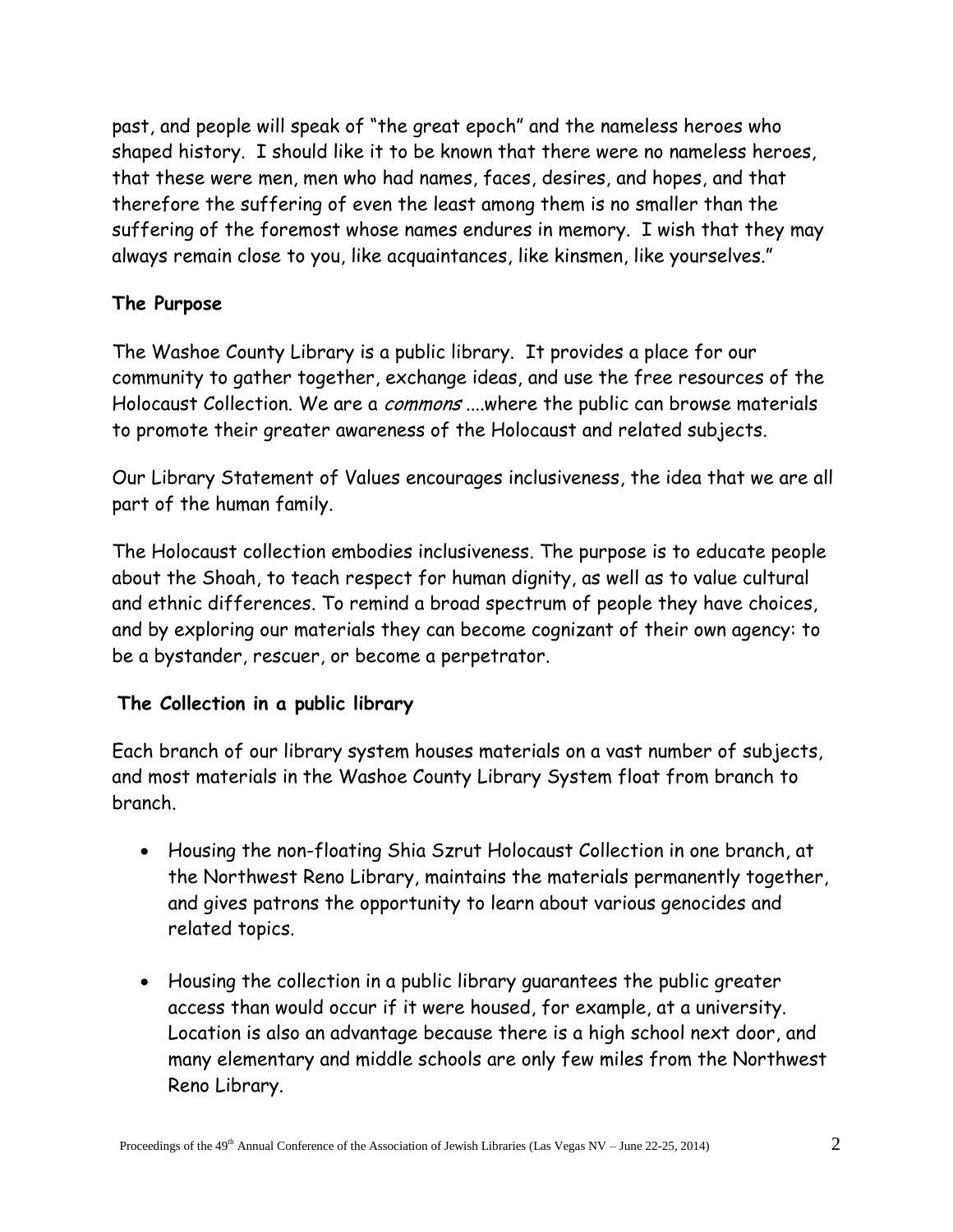past, and people will speak of "the great epoch" and the nameless heroes who shaped history. I should like it to be known that there were no nameless heroes, that these were men, men who had names, faces, desires, and hopes, and that therefore the suffering of even the least among them is no smaller than the suffering of the foremost whose names endures in memory. I wish that they may always remain close to you, like acquaintances, like kinsmen, like yourselves."

**The Purpose**

The Washoe County Library is a public library. It provides a place for our community to gather together, exchange ideas, and use the free resources of the Holocaust Collection. We are a *commons* ....where the public can browse materials to promote their greater awareness of the Holocaust and related subjects.

Our Library Statement of Values encourages inclusiveness, the idea that we are all part of the human family.

The Holocaust collection embodies inclusiveness. The purpose is to educate people about the Shoah, to teach respect for human dignity, as well as to value cultural and ethnic differences. To remind a broad spectrum of people they have choices, and by exploring our materials they can become cognizant of their own agency: to be a bystander, rescuer, or become a perpetrator.

**The Collection in a public library**

Each branch of our library system houses materials on a vast number of subjects, and most materials in the Washoe County Library System float from branch to branch.

- Housing the non-floating Shia Szrut Holocaust Collection in one branch, at the Northwest Reno Library, maintains the materials permanently together, and gives patrons the opportunity to learn about various genocides and related topics.

- Housing the collection in a public library guarantees the public greater access than would occur if it were housed, for example, at a university. Location is also an advantage because there is a high school next door, and many elementary and middle schools are only few miles from the Northwest Reno Library.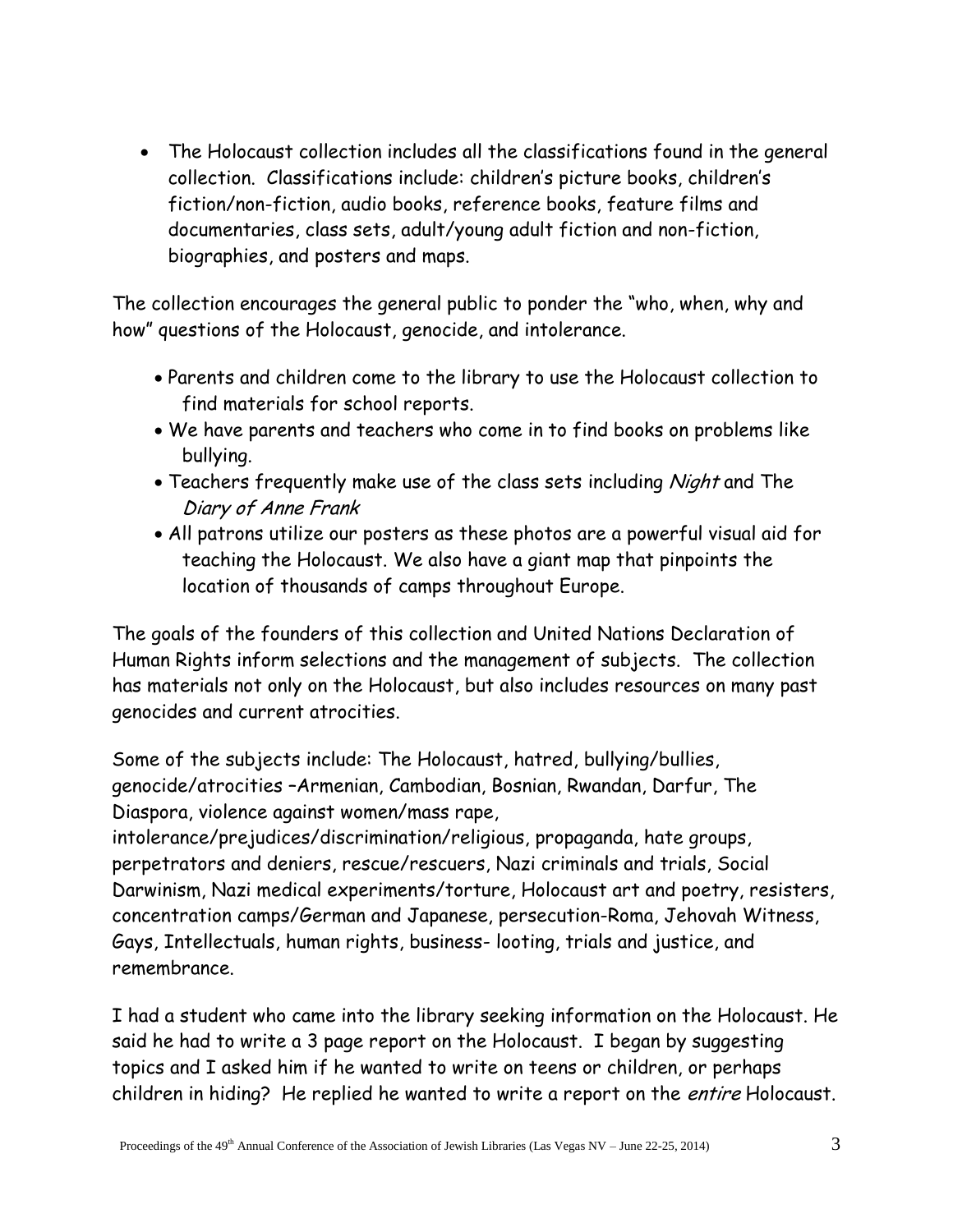- The Holocaust collection includes all the classifications found in the general collection. Classifications include: children's picture books, children's fiction/non-fiction, audio books, reference books, feature films and documentaries, class sets, adult/young adult fiction and non-fiction, biographies, and posters and maps.

The collection encourages the general public to ponder the "who, when, why and how" questions of the Holocaust, genocide, and intolerance.

- Parents and children come to the library to use the Holocaust collection to find materials for school reports.
- We have parents and teachers who come in to find books on problems like bullying.
- Teachers frequently make use of the class sets including *Night* and The *Diary of Anne Frank*
- All patrons utilize our posters as these photos are a powerful visual aid for teaching the Holocaust. We also have a giant map that pinpoints the location of thousands of camps throughout Europe.

The goals of the founders of this collection and United Nations Declaration of Human Rights inform selections and the management of subjects. The collection has materials not only on the Holocaust, but also includes resources on many past genocides and current atrocities.

Some of the subjects include: The Holocaust, hatred, bullying/bullies, genocide/atrocities –Armenian, Cambodian, Bosnian, Rwandan, Darfur, The Diaspora, violence against women/mass rape, intolerance/prejudices/discrimination/religious, propaganda, hate groups, perpetrators and deniers, rescue/rescuers, Nazi criminals and trials, Social Darwinism, Nazi medical experiments/torture, Holocaust art and poetry, resisters, concentration camps/German and Japanese, persecution-Roma, Jehovah Witness, Gays, Intellectuals, human rights, business- looting, trials and justice, and remembrance.

I had a student who came into the library seeking information on the Holocaust. He said he had to write a 3 page report on the Holocaust. I began by suggesting topics and I asked him if he wanted to write on teens or children, or perhaps children in hiding? He replied he wanted to write a report on the *entire* Holocaust.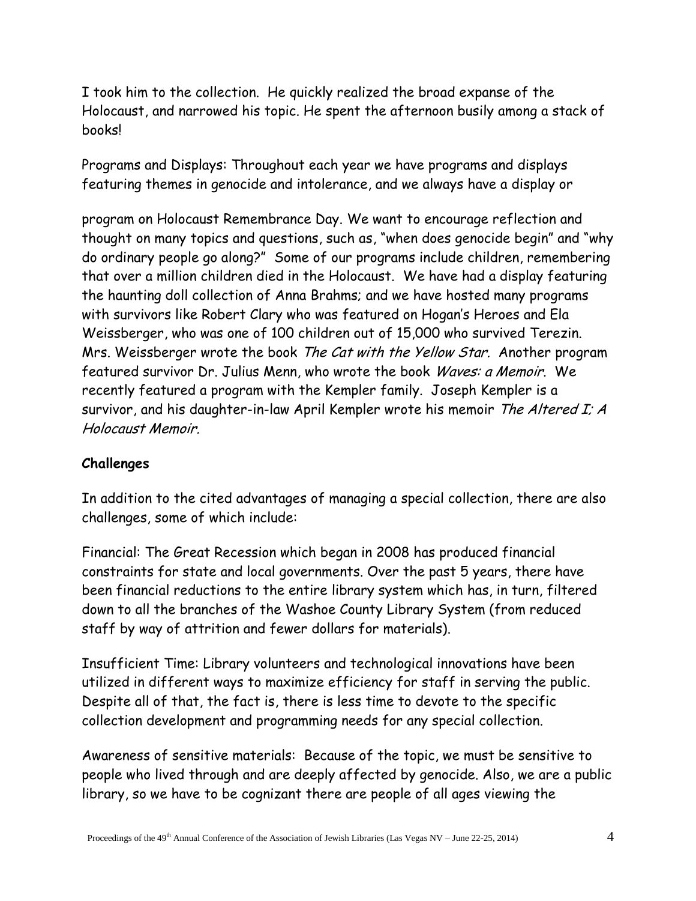I took him to the collection. He quickly realized the broad expanse of the Holocaust, and narrowed his topic. He spent the afternoon busily among a stack of books!

Programs and Displays: Throughout each year we have programs and displays featuring themes in genocide and intolerance, and we always have a display or program on Holocaust Remembrance Day. We want to encourage reflection and thought on many topics and questions, such as, "when does genocide begin" and "why do ordinary people go along?" Some of our programs include children, remembering that over a million children died in the Holocaust. We have had a display featuring the haunting doll collection of Anna Brahms; and we have hosted many programs with survivors like Robert Clary who was featured on Hogan's Heroes and Ela Weissberger, who was one of 100 children out of 15,000 who survived Terezin. Mrs. Weissberger wrote the book *The Cat with the Yellow Star.* Another program featured survivor Dr. Julius Menn, who wrote the book *Waves: a Memoir*. We recently featured a program with the Kempler family. Joseph Kempler is a survivor, and his daughter-in-law April Kempler wrote his memoir *The Altered I; A Holocaust Memoir.*

**Challenges**

In addition to the cited advantages of managing a special collection, there are also challenges, some of which include:

Financial: The Great Recession which began in 2008 has produced financial constraints for state and local governments. Over the past 5 years, there have been financial reductions to the entire library system which has, in turn, filtered down to all the branches of the Washoe County Library System (from reduced staff by way of attrition and fewer dollars for materials).

Insufficient Time: Library volunteers and technological innovations have been utilized in different ways to maximize efficiency for staff in serving the public. Despite all of that, the fact is, there is less time to devote to the specific collection development and programming needs for any special collection.

Awareness of sensitive materials: Because of the topic, we must be sensitive to people who lived through and are deeply affected by genocide. Also, we are a public library, so we have to be cognizant there are people of all ages viewing the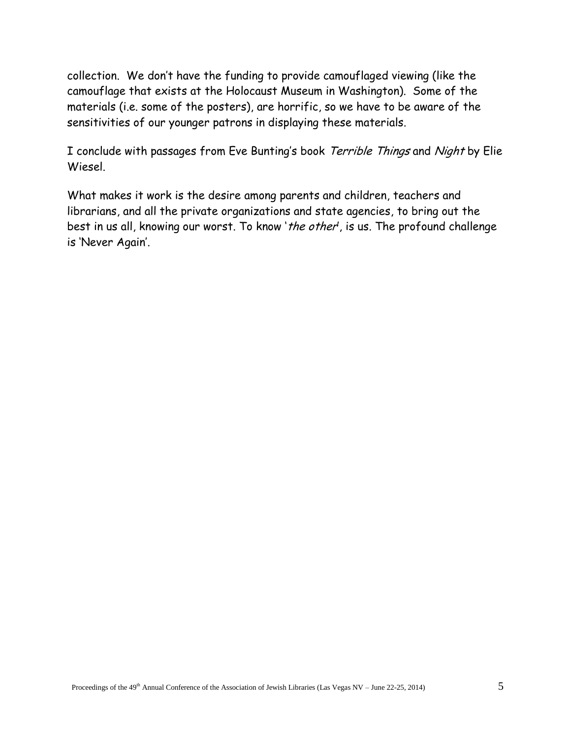collection. We don't have the funding to provide camouflaged viewing (like the camouflage that exists at the Holocaust Museum in Washington). Some of the materials (i.e. some of the posters), are horrific, so we have to be aware of the sensitivities of our younger patrons in displaying these materials.

I conclude with passages from Eve Bunting's book *Terrible Things* and *Night* by Elie Wiesel.

What makes it work is the desire among parents and children, teachers and librarians, and all the private organizations and state agencies, to bring out the best in us all, knowing our worst. To know '*the other*', is us. The profound challenge is 'Never Again'.